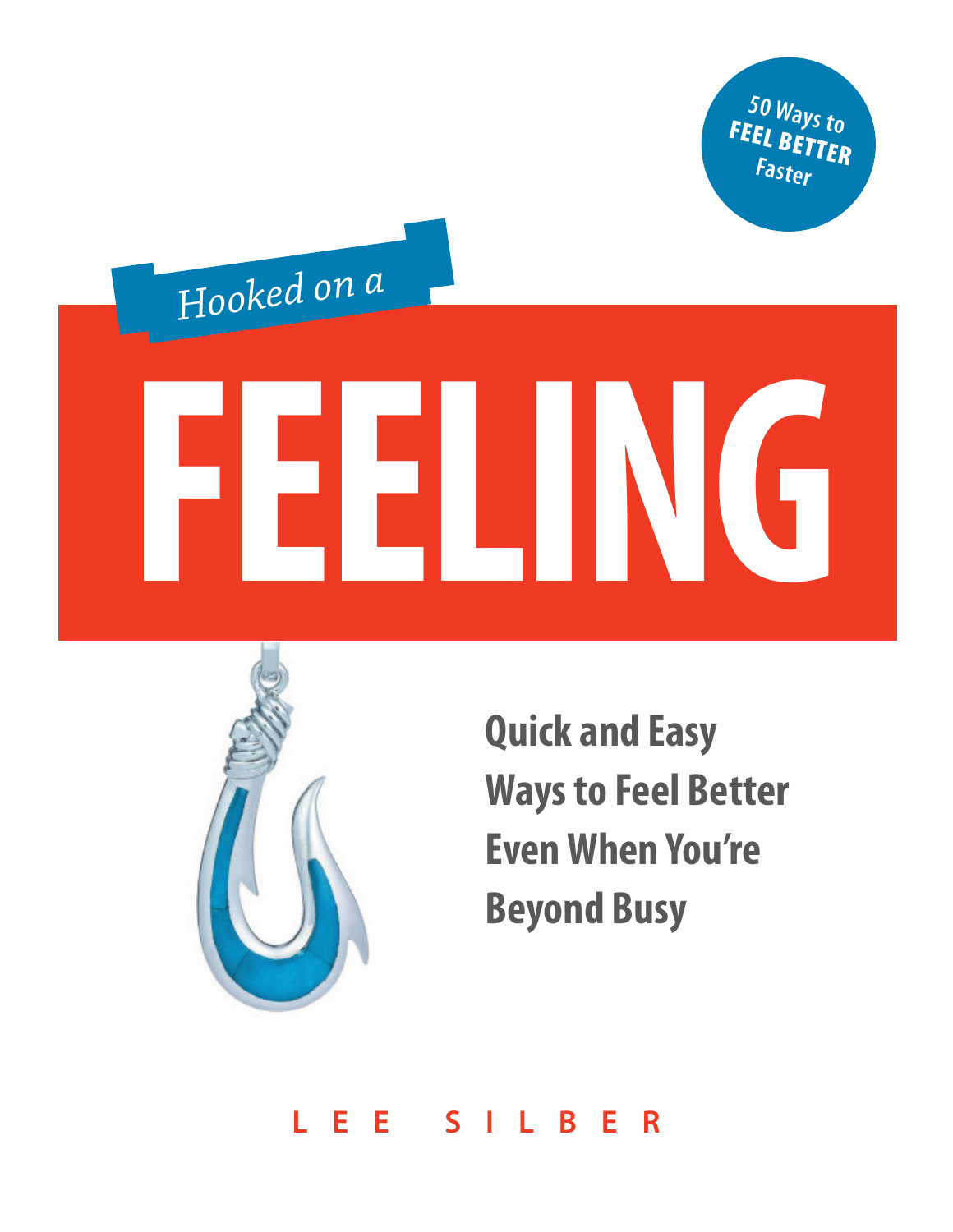50 Ways to **FEEL BETTER** Faster

*Hooked on a*

# FEELING

## Quick and Easy Ways to Feel Better Even When You're Beyond Busy

LEE SILBER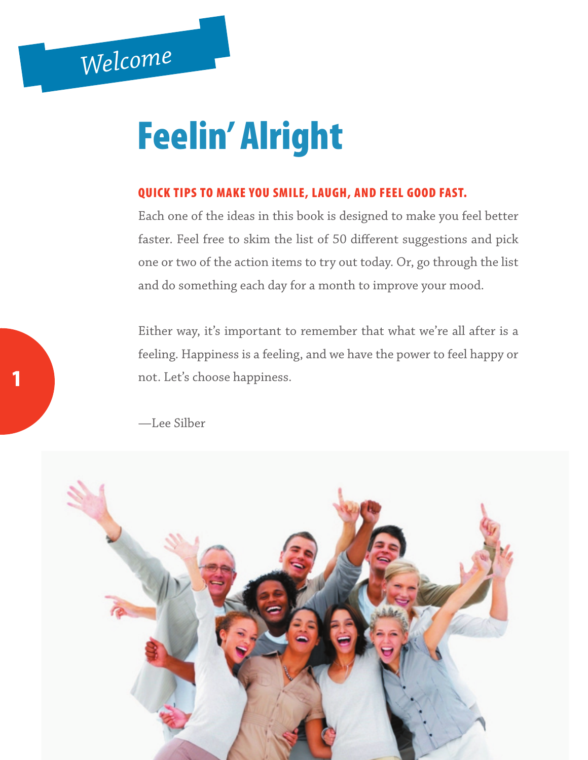*Welcome*

# Feelin' Alright

**QUICK TIPS TO MAKE YOU SMILE, LAUGH, AND FEEL GOOD FAST.**

Each one of the ideas in this book is designed to make you feel better faster. Feel free to skim the list of 50 different suggestions and pick one or two of the action items to try out today. Or, go through the list and do something each day for a month to improve your mood.

Either way, it's important to remember that what we're all after is a feeling. Happiness is a feeling, and we have the power to feel happy or not. Let's choose happiness.

—Lee Silber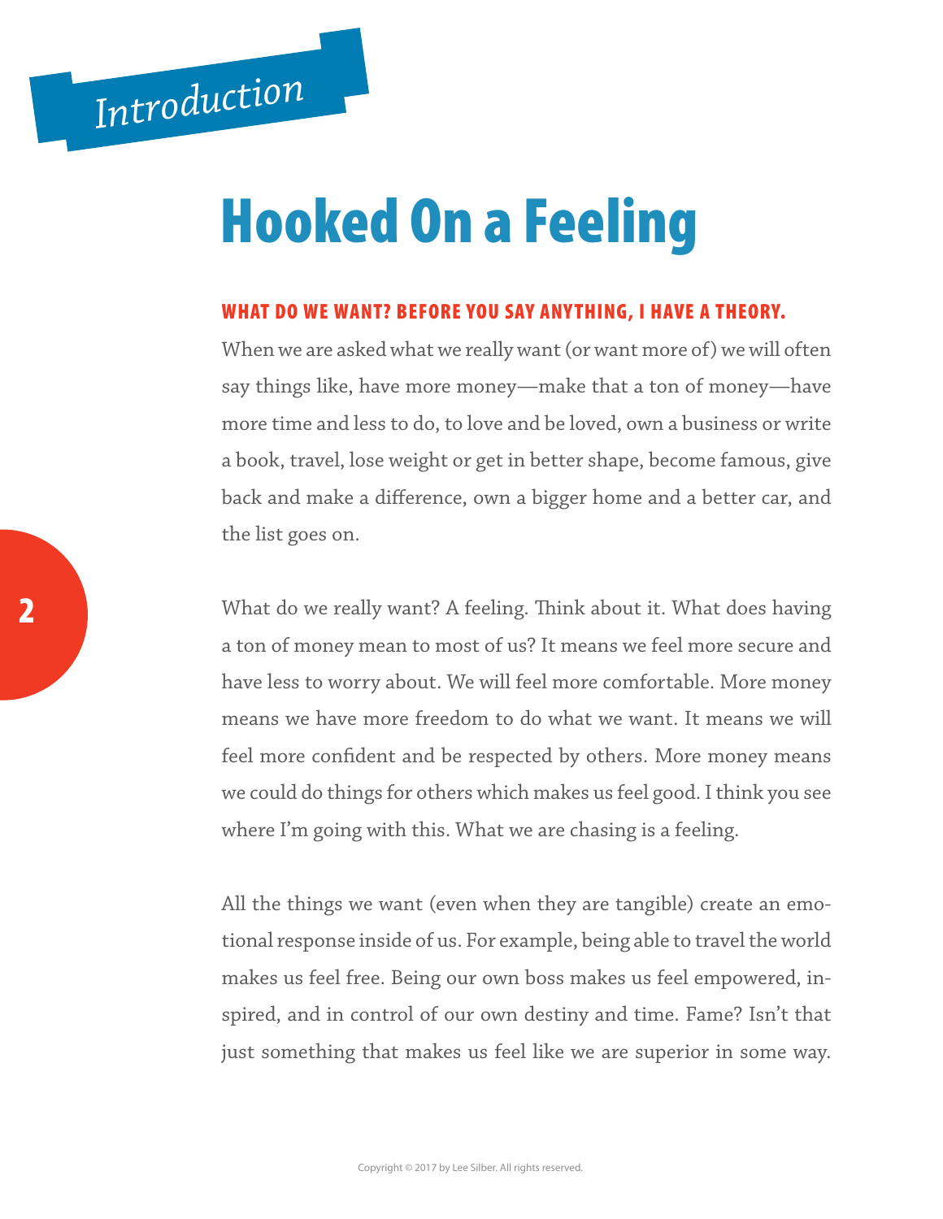*Introduction*

# Hooked On a Feeling

**WHAT DO WE WANT? BEFORE YOU SAY ANYTHING, I HAVE A THEORY.**

When we are asked what we really want (or want more of) we will often say things like, have more money—make that a ton of money—have more time and less to do, to love and be loved, own a business or write a book, travel, lose weight or get in better shape, become famous, give back and make a difference, own a bigger home and a better car, and the list goes on.

What do we really want? A feeling. Think about it. What does having a ton of money mean to most of us? It means we feel more secure and have less to worry about. We will feel more comfortable. More money means we have more freedom to do what we want. It means we will feel more confident and be respected by others. More money means we could do things for others which makes us feel good. I think you see where I'm going with this. What we are chasing is a feeling.

All the things we want (even when they are tangible) create an emotional response inside of us. For example, being able to travel the world makes us feel free. Being our own boss makes us feel empowered, inspired, and in control of our own destiny and time. Fame? Isn't that just something that makes us feel like we are superior in some way.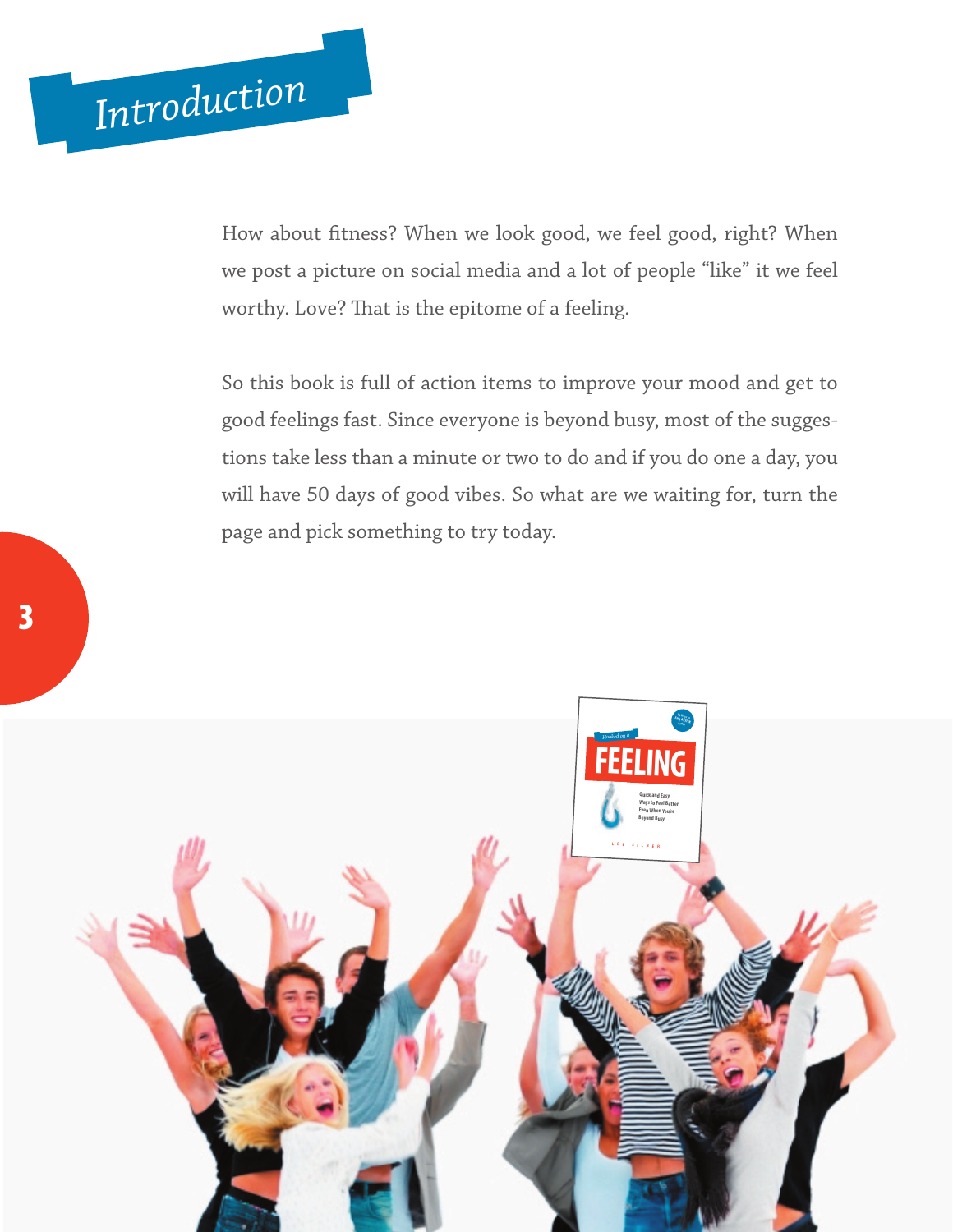# Introduction

How about fitness? When we look good, we feel good, right? When we post a picture on social media and a lot of people "like" it we feel worthy. Love? That is the epitome of a feeling.

So this book is full of action items to improve your mood and get to good feelings fast. Since everyone is beyond busy, most of the suggestions take less than a minute or two to do and if you do one a day, you will have 50 days of good vibes. So what are we waiting for, turn the page and pick something to try today.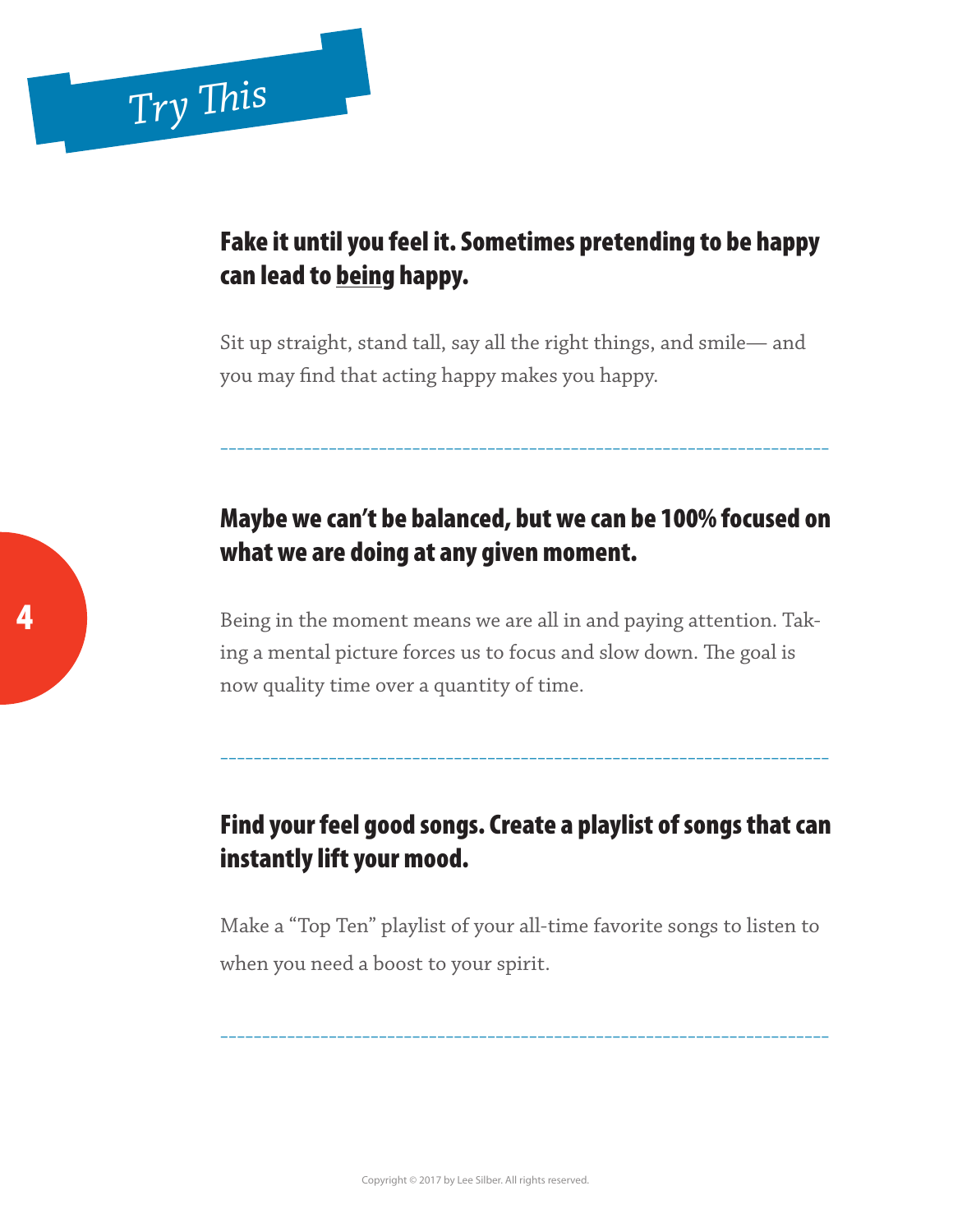# Try This

## Fake it until you feel it. Sometimes pretending to be happy can lead to being happy.

Sit up straight, stand tall, say all the right things, and smile— and you may find that acting happy makes you happy.

---

## Maybe we can't be balanced, but we can be 100% focused on what we are doing at any given moment.

Being in the moment means we are all in and paying attention. Taking a mental picture forces us to focus and slow down. The goal is now quality time over a quantity of time.

---

## Find your feel good songs. Create a playlist of songs that can instantly lift your mood.

Make a "Top Ten" playlist of your all-time favorite songs to listen to when you need a boost to your spirit.

---

Copyright © 2017 by Lee Silber. All rights reserved.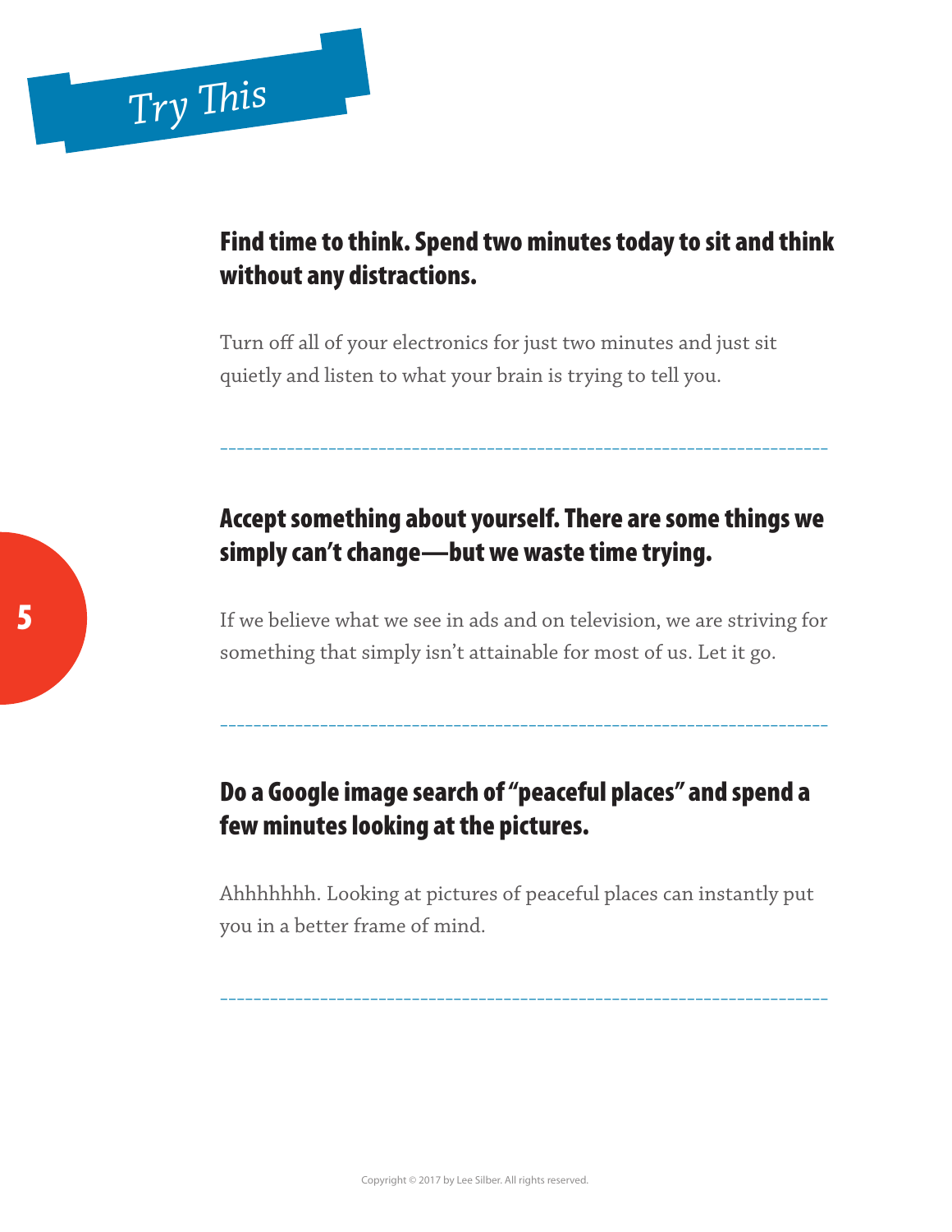## *Try This*

### Find time to think. Spend two minutes today to sit and think without any distractions.

Turn off all of your electronics for just two minutes and just sit quietly and listen to what your brain is trying to tell you.

---

### Accept something about yourself. There are some things we simply can't change—but we waste time trying.

If we believe what we see in ads and on television, we are striving for something that simply isn't attainable for most of us. Let it go.

---

### Do a Google image search of "peaceful places" and spend a few minutes looking at the pictures.

Ahhhhhhh. Looking at pictures of peaceful places can instantly put you in a better frame of mind.

---

Copyright © 2017 by Lee Silber. All rights reserved.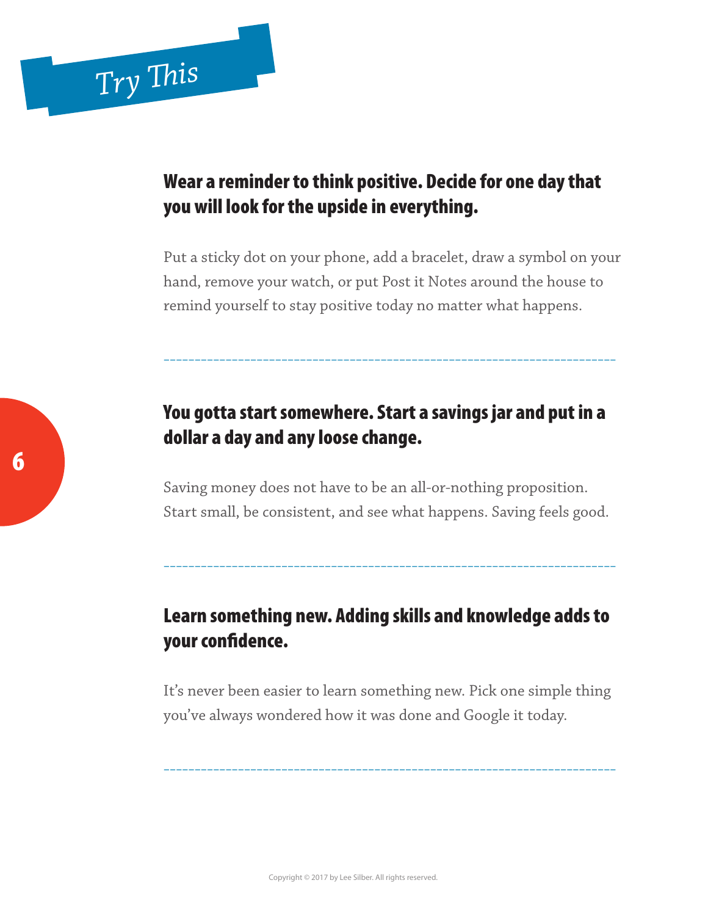# Try This

## Wear a reminder to think positive. Decide for one day that you will look for the upside in everything.

Put a sticky dot on your phone, add a bracelet, draw a symbol on your hand, remove your watch, or put Post it Notes around the house to remind yourself to stay positive today no matter what happens.

---

## You gotta start somewhere. Start a savings jar and put in a dollar a day and any loose change.

Saving money does not have to be an all-or-nothing proposition. Start small, be consistent, and see what happens. Saving feels good.

---

## Learn something new. Adding skills and knowledge adds to your confidence.

It's never been easier to learn something new. Pick one simple thing you've always wondered how it was done and Google it today.

---

Copyright © 2017 by Lee Silber. All rights reserved.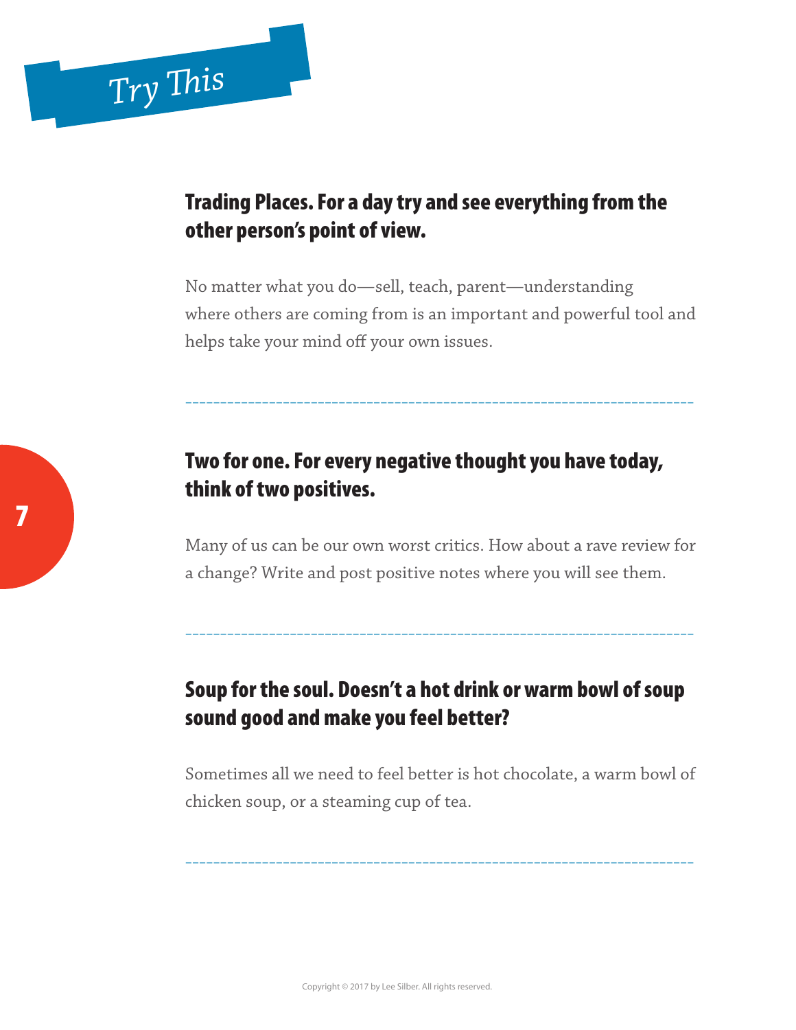## Try This

### Trading Places. For a day try and see everything from the other person's point of view.

No matter what you do—sell, teach, parent—understanding where others are coming from is an important and powerful tool and helps take your mind off your own issues.

---

### Two for one. For every negative thought you have today, think of two positives.

Many of us can be our own worst critics. How about a rave review for a change? Write and post positive notes where you will see them.

---

### Soup for the soul. Doesn't a hot drink or warm bowl of soup sound good and make you feel better?

Sometimes all we need to feel better is hot chocolate, a warm bowl of chicken soup, or a steaming cup of tea.

---

Copyright © 2017 by Lee Silber. All rights reserved.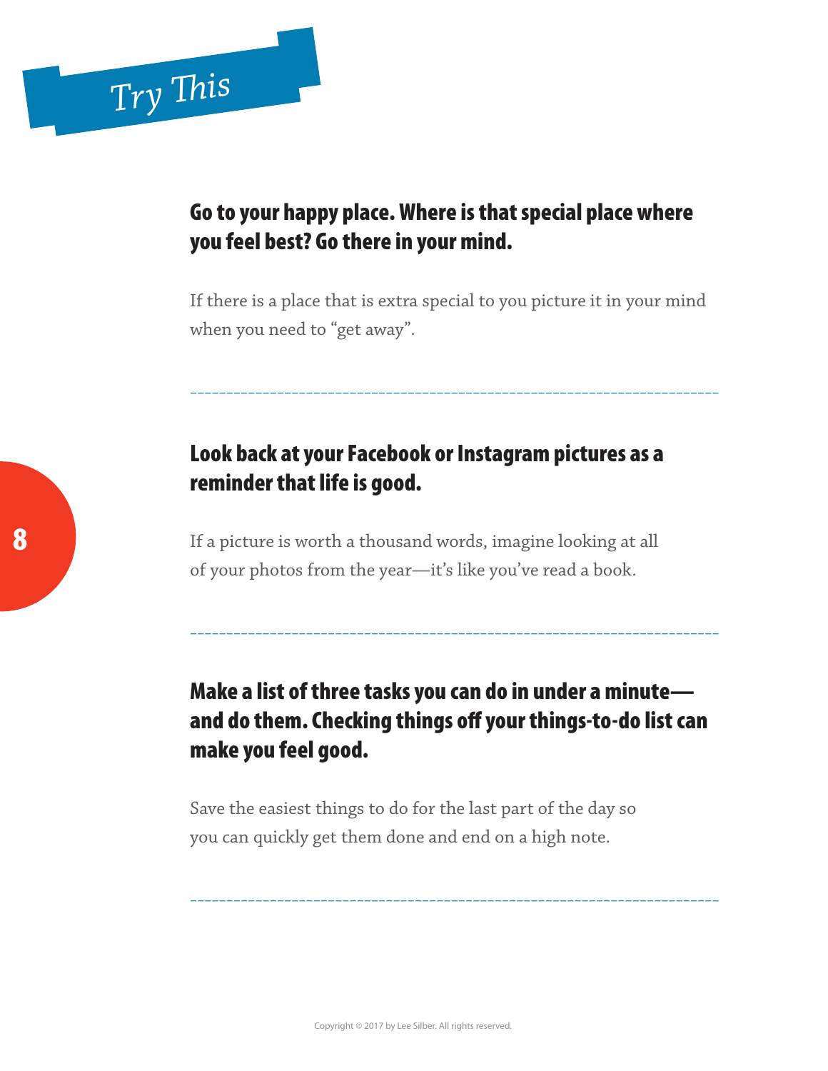## *Try This*

**Go to your happy place. Where is that special place where you feel best? Go there in your mind.**

If there is a place that is extra special to you picture it in your mind when you need to "get away".

---

**Look back at your Facebook or Instagram pictures as a reminder that life is good.**

If a picture is worth a thousand words, imagine looking at all of your photos from the year—it's like you've read a book.

---

**Make a list of three tasks you can do in under a minute—and do them. Checking things off your things-to-do list can make you feel good.**

Save the easiest things to do for the last part of the day so you can quickly get them done and end on a high note.

---

Copyright © 2017 by Lee Silber. All rights reserved.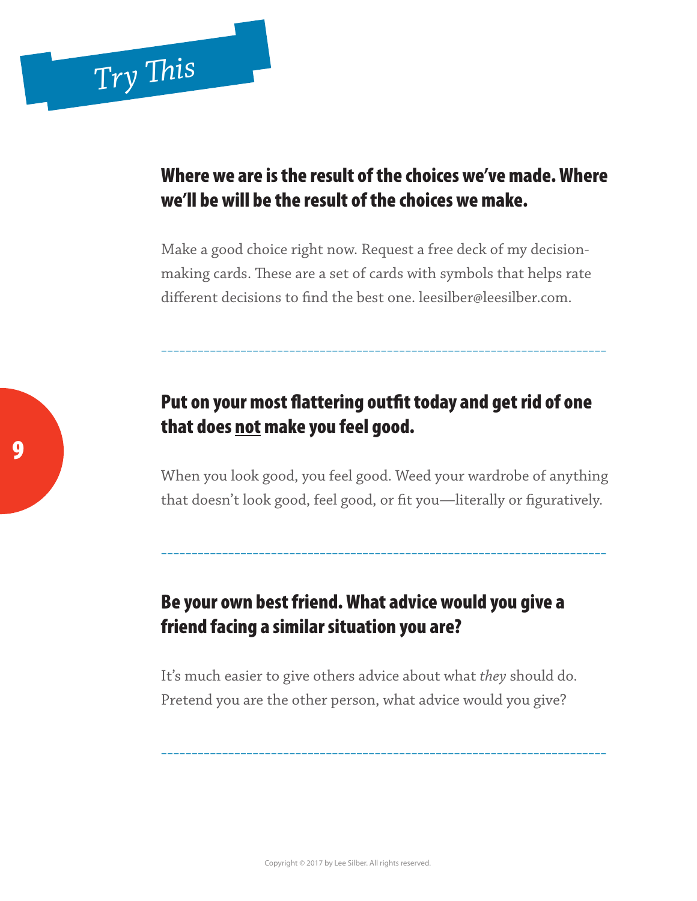# Try This

## Where we are is the result of the choices we've made. Where we'll be will be the result of the choices we make.

Make a good choice right now. Request a free deck of my decision-making cards. These are a set of cards with symbols that helps rate different decisions to find the best one. leesilber@leesilber.com.

---

## Put on your most flattering outfit today and get rid of one that does <u>not</u> make you feel good.

When you look good, you feel good. Weed your wardrobe of anything that doesn't look good, feel good, or fit you—literally or figuratively.

---

## Be your own best friend. What advice would you give a friend facing a similar situation you are?

It's much easier to give others advice about what *they* should do. Pretend you are the other person, what advice would you give?

---

Copyright © 2017 by Lee Silber. All rights reserved.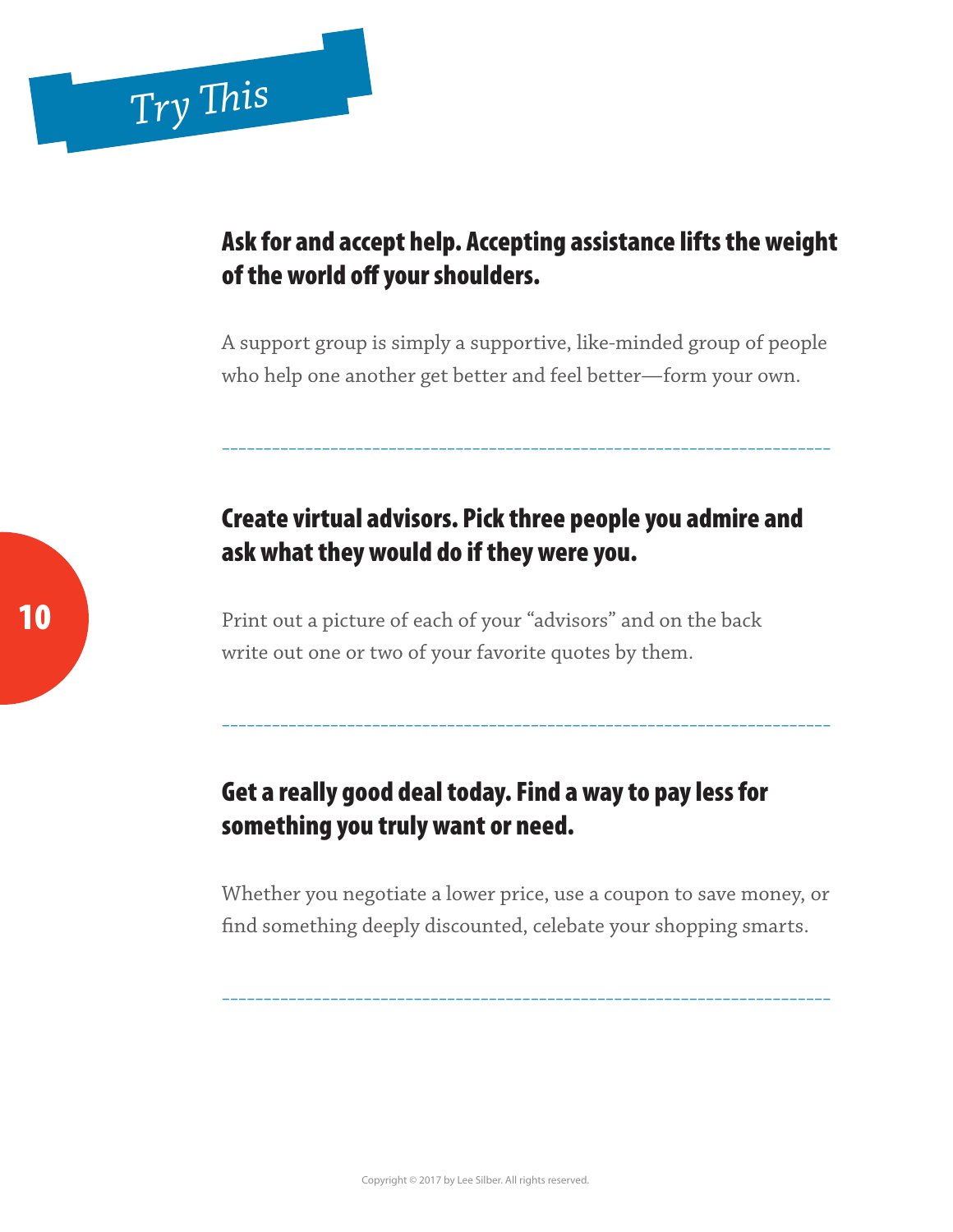## Try This

**Ask for and accept help. Accepting assistance lifts the weight of the world off your shoulders.**

A support group is simply a supportive, like-minded group of people who help one another get better and feel better—form your own.

---

**Create virtual advisors. Pick three people you admire and ask what they would do if they were you.**

Print out a picture of each of your "advisors" and on the back write out one or two of your favorite quotes by them.

---

**Get a really good deal today. Find a way to pay less for something you truly want or need.**

Whether you negotiate a lower price, use a coupon to save money, or find something deeply discounted, celebate your shopping smarts.

---

Copyright © 2017 by Lee Silber. All rights reserved.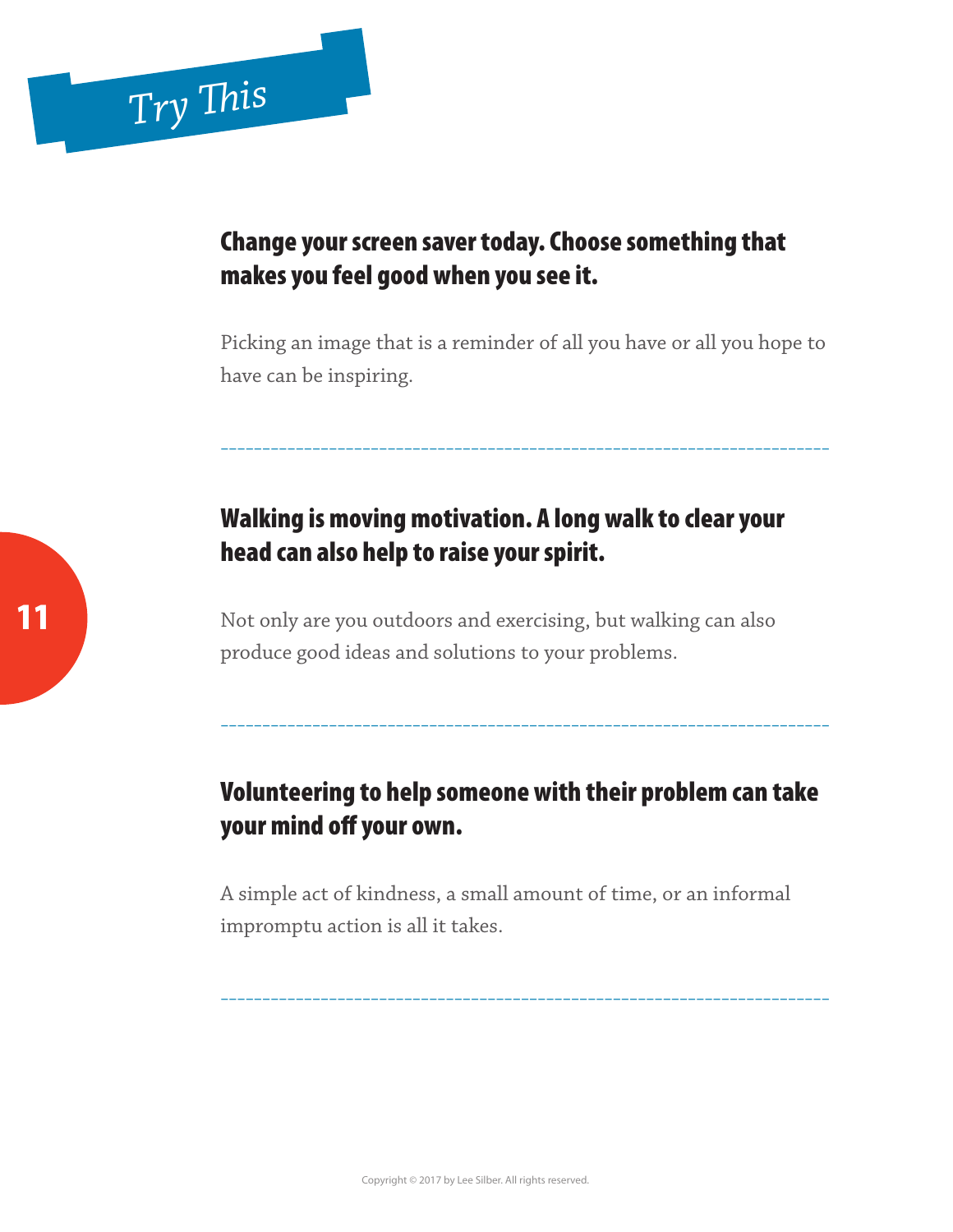## *Try This*

### Change your screen saver today. Choose something that makes you feel good when you see it.

Picking an image that is a reminder of all you have or all you hope to have can be inspiring.

---

### Walking is moving motivation. A long walk to clear your head can also help to raise your spirit.

Not only are you outdoors and exercising, but walking can also produce good ideas and solutions to your problems.

---

### Volunteering to help someone with their problem can take your mind off your own.

A simple act of kindness, a small amount of time, or an informal impromptu action is all it takes.

---

Copyright © 2017 by Lee Silber. All rights reserved.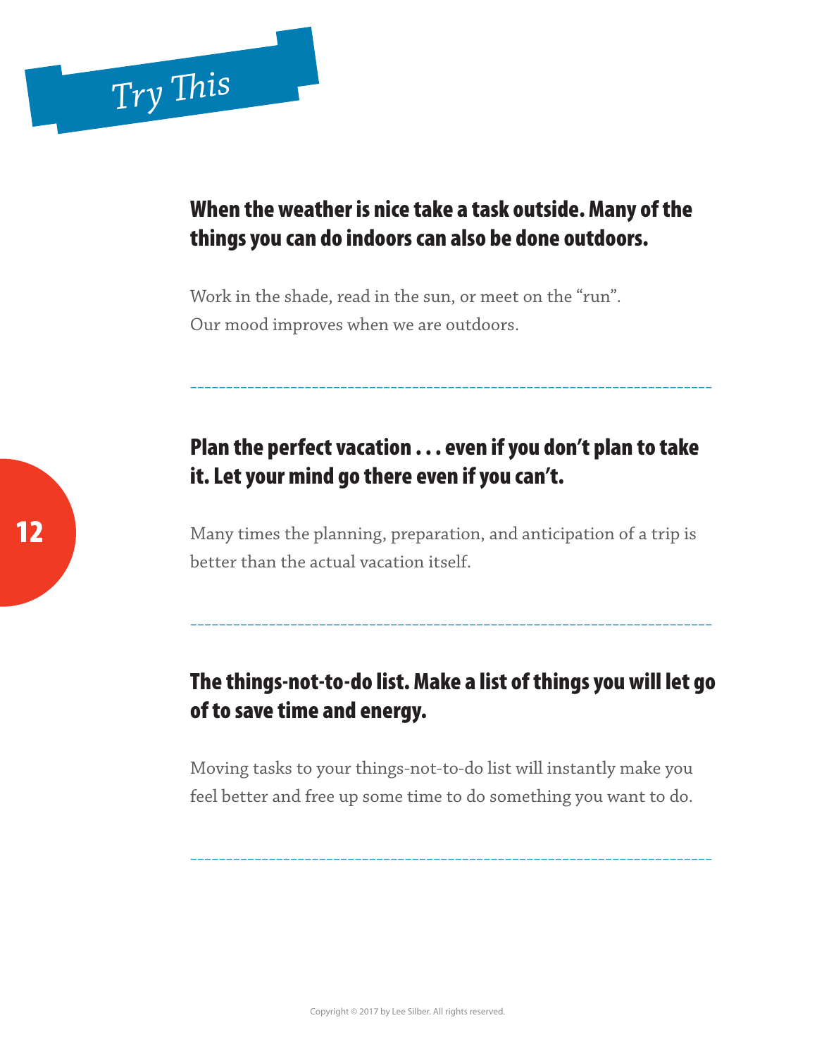## Try This

**When the weather is nice take a task outside. Many of the things you can do indoors can also be done outdoors.**

Work in the shade, read in the sun, or meet on the "run". Our mood improves when we are outdoors.

---

**Plan the perfect vacation . . . even if you don't plan to take it. Let your mind go there even if you can't.**

Many times the planning, preparation, and anticipation of a trip is better than the actual vacation itself.

---

**The things-not-to-do list. Make a list of things you will let go of to save time and energy.**

Moving tasks to your things-not-to-do list will instantly make you feel better and free up some time to do something you want to do.

---

Copyright © 2017 by Lee Silber. All rights reserved.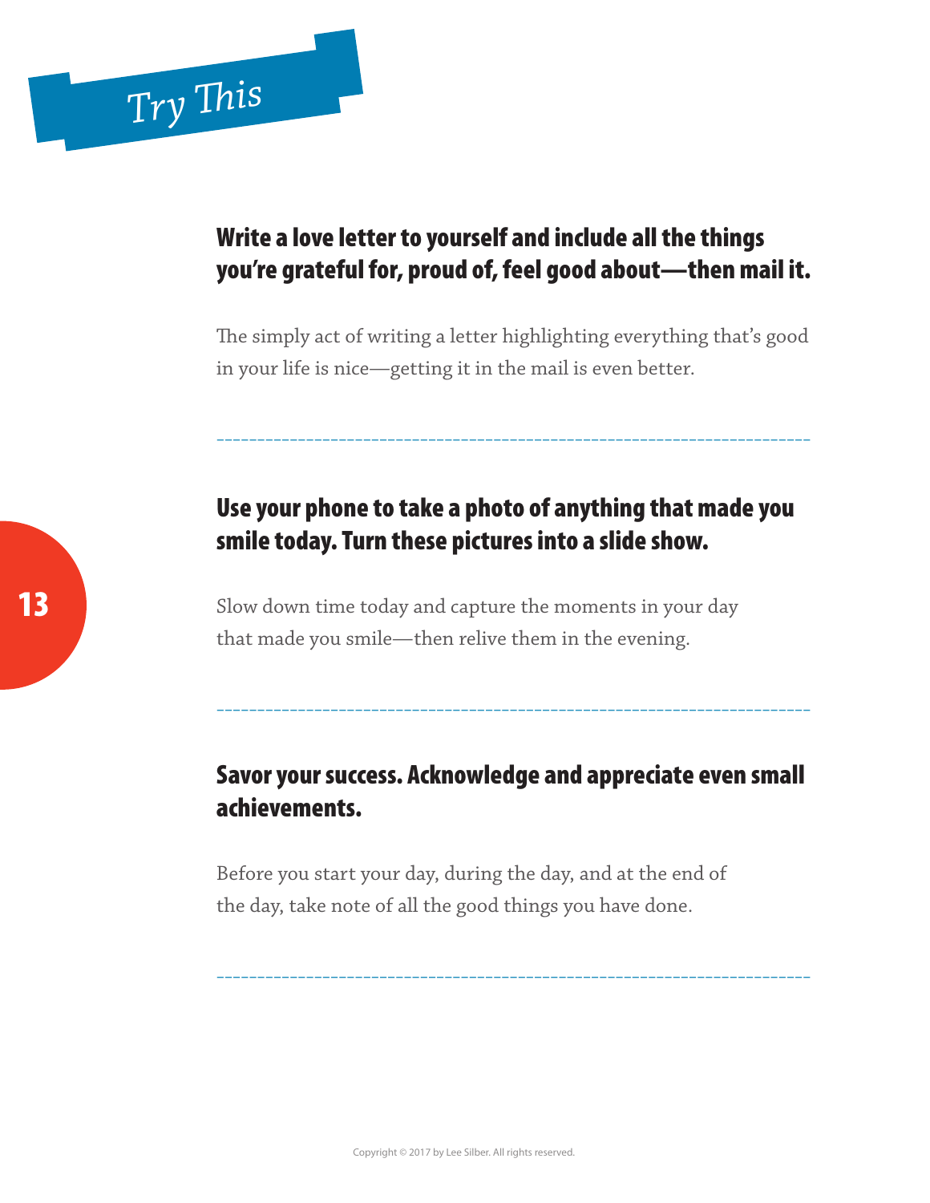# Try This

## Write a love letter to yourself and include all the things you're grateful for, proud of, feel good about—then mail it.

The simply act of writing a letter highlighting everything that's good in your life is nice—getting it in the mail is even better.

---

## Use your phone to take a photo of anything that made you smile today. Turn these pictures into a slide show.

Slow down time today and capture the moments in your day that made you smile—then relive them in the evening.

---

## Savor your success. Acknowledge and appreciate even small achievements.

Before you start your day, during the day, and at the end of the day, take note of all the good things you have done.

---

Copyright © 2017 by Lee Silber. All rights reserved.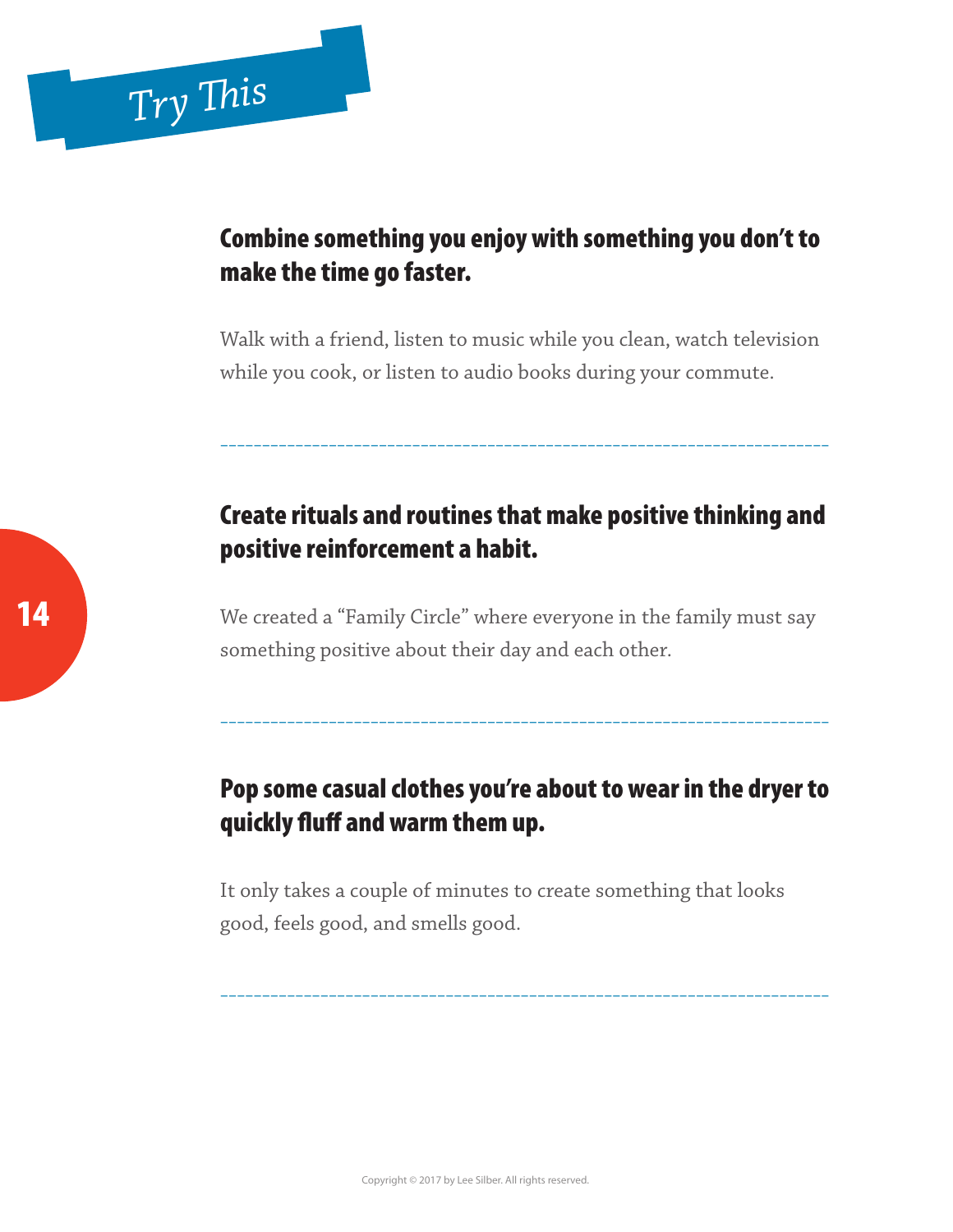# Try This

## Combine something you enjoy with something you don't to make the time go faster.

Walk with a friend, listen to music while you clean, watch television while you cook, or listen to audio books during your commute.

---

## Create rituals and routines that make positive thinking and positive reinforcement a habit.

We created a "Family Circle" where everyone in the family must say something positive about their day and each other.

---

## Pop some casual clothes you're about to wear in the dryer to quickly fluff and warm them up.

It only takes a couple of minutes to create something that looks good, feels good, and smells good.

---

Copyright © 2017 by Lee Silber. All rights reserved.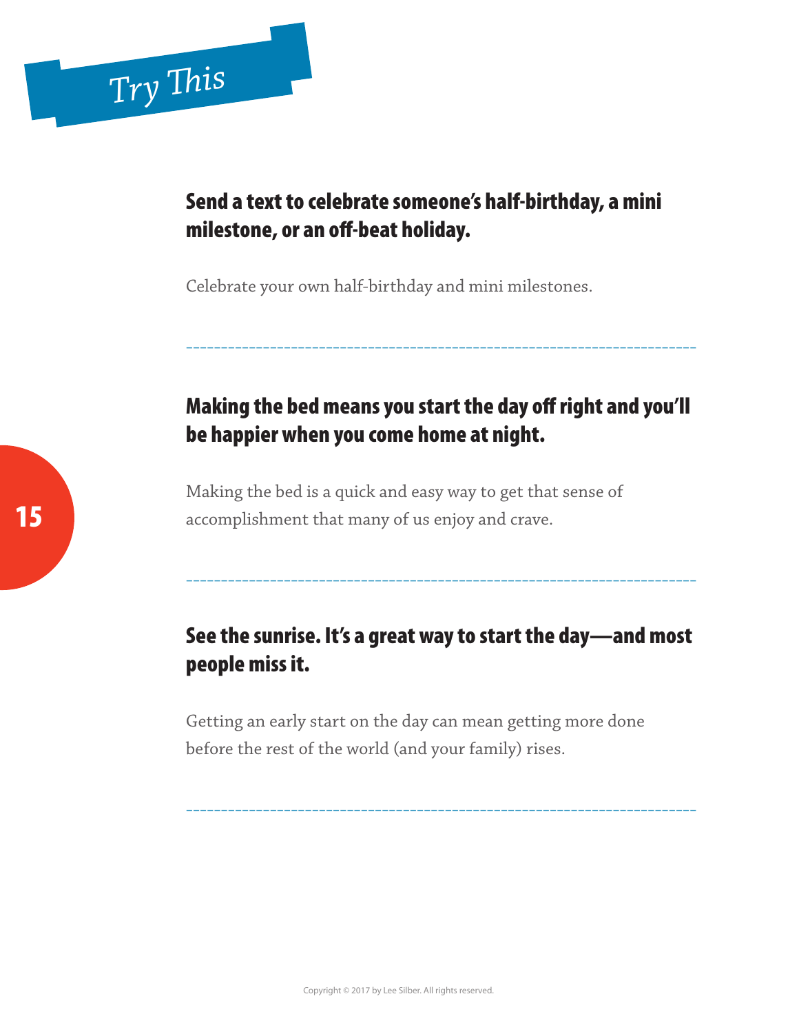## Try This

**Send a text to celebrate someone's half-birthday, a mini milestone, or an off-beat holiday.**

Celebrate your own half-birthday and mini milestones.

---

**Making the bed means you start the day off right and you'll be happier when you come home at night.**

Making the bed is a quick and easy way to get that sense of accomplishment that many of us enjoy and crave.

---

**See the sunrise. It's a great way to start the day—and most people miss it.**

Getting an early start on the day can mean getting more done before the rest of the world (and your family) rises.

---

Copyright © 2017 by Lee Silber. All rights reserved.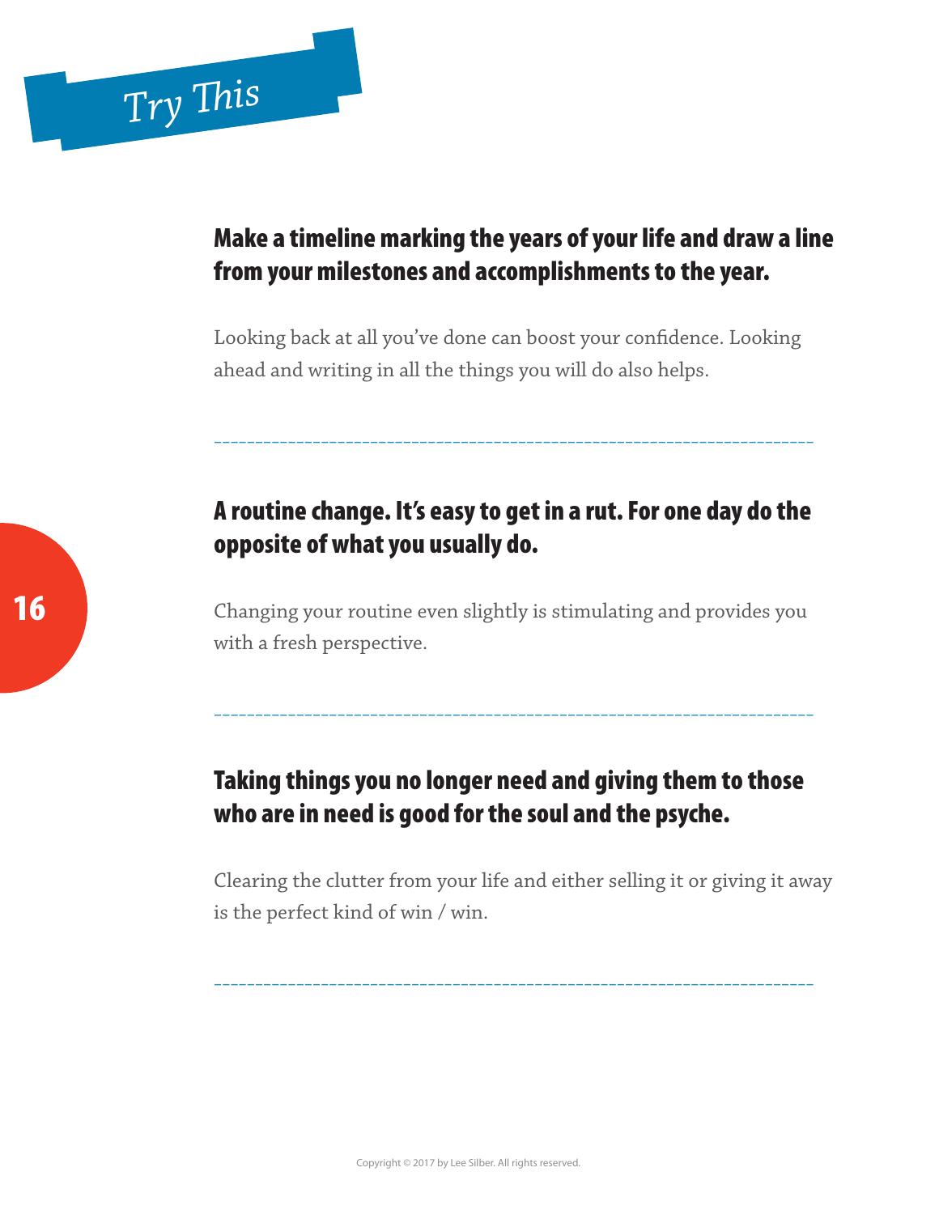# *Try This*

**Make a timeline marking the years of your life and draw a line from your milestones and accomplishments to the year.**

Looking back at all you've done can boost your confidence. Looking ahead and writing in all the things you will do also helps.

---

**A routine change. It's easy to get in a rut. For one day do the opposite of what you usually do.**

Changing your routine even slightly is stimulating and provides you with a fresh perspective.

---

**Taking things you no longer need and giving them to those who are in need is good for the soul and the psyche.**

Clearing the clutter from your life and either selling it or giving it away is the perfect kind of win / win.

---

Copyright © 2017 by Lee Silber. All rights reserved.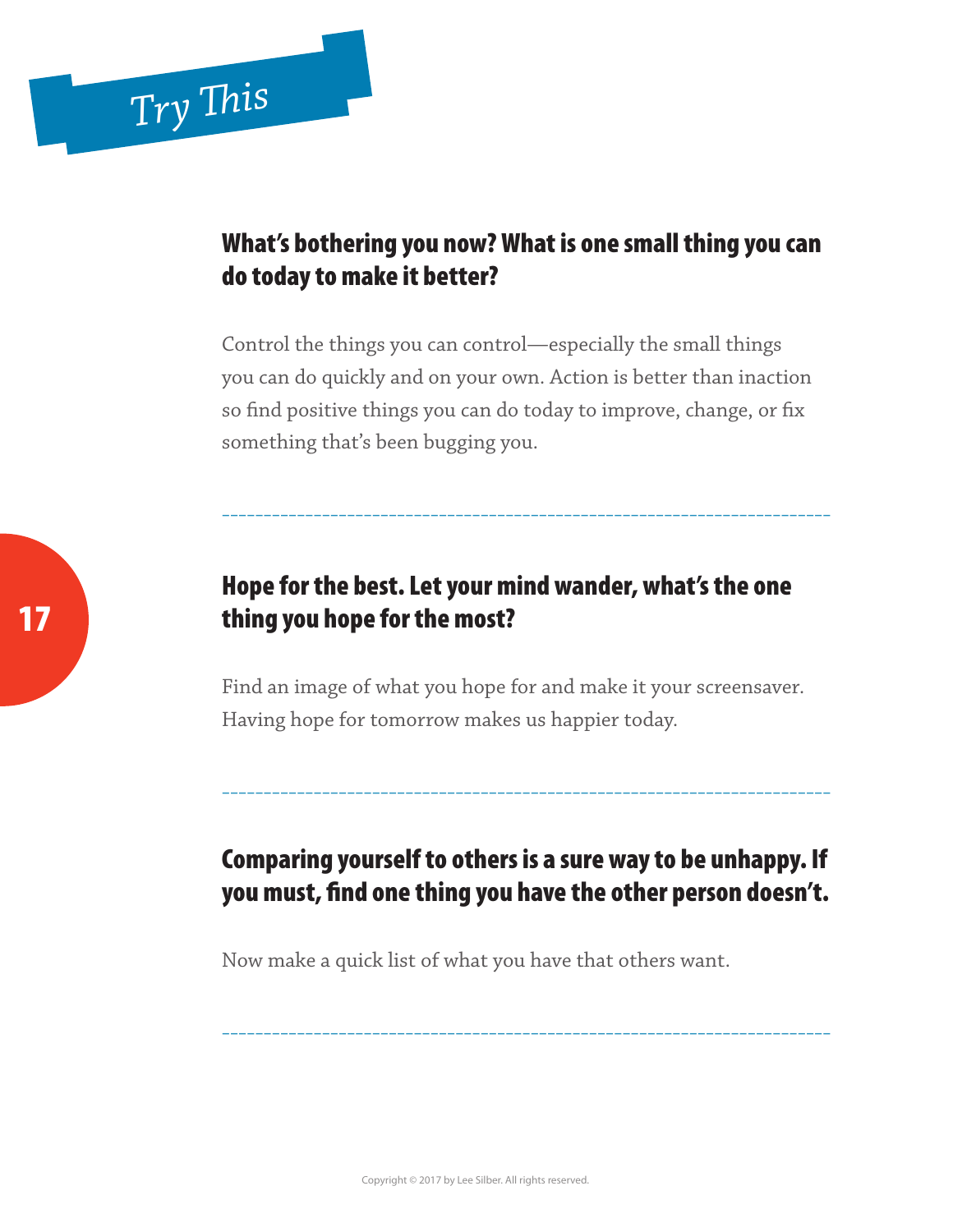# Try This

## What's bothering you now? What is one small thing you can do today to make it better?

Control the things you can control—especially the small things you can do quickly and on your own. Action is better than inaction so find positive things you can do today to improve, change, or fix something that's been bugging you.

---

## Hope for the best. Let your mind wander, what's the one thing you hope for the most?

Find an image of what you hope for and make it your screensaver. Having hope for tomorrow makes us happier today.

---

## Comparing yourself to others is a sure way to be unhappy. If you must, find one thing you have the other person doesn't.

Now make a quick list of what you have that others want.

---

Copyright © 2017 by Lee Silber. All rights reserved.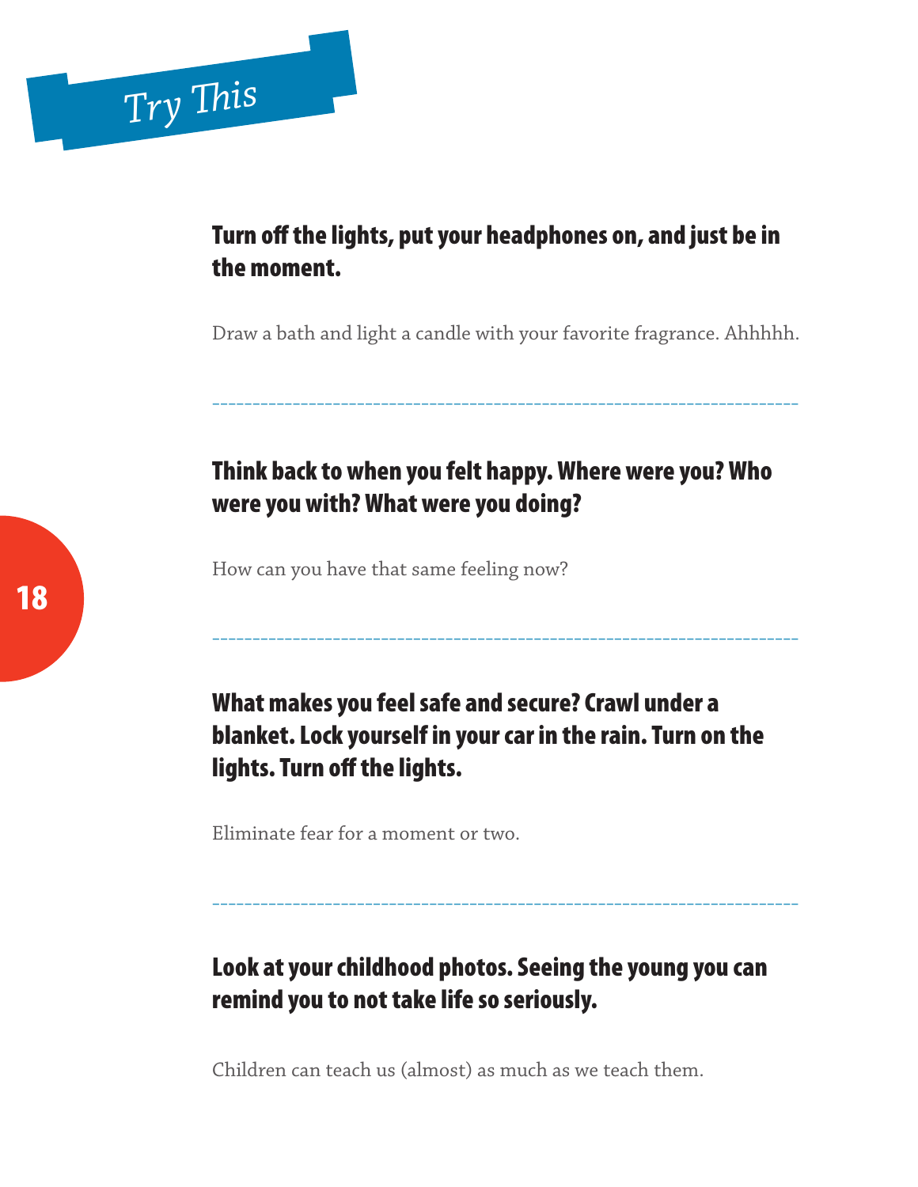# Try This

**Turn off the lights, put your headphones on, and just be in the moment.**

Draw a bath and light a candle with your favorite fragrance. Ahhhhh.

---

**Think back to when you felt happy. Where were you? Who were you with? What were you doing?**

How can you have that same feeling now?

---

**What makes you feel safe and secure? Crawl under a blanket. Lock yourself in your car in the rain. Turn on the lights. Turn off the lights.**

Eliminate fear for a moment or two.

---

**Look at your childhood photos. Seeing the young you can remind you to not take life so seriously.**

Children can teach us (almost) as much as we teach them.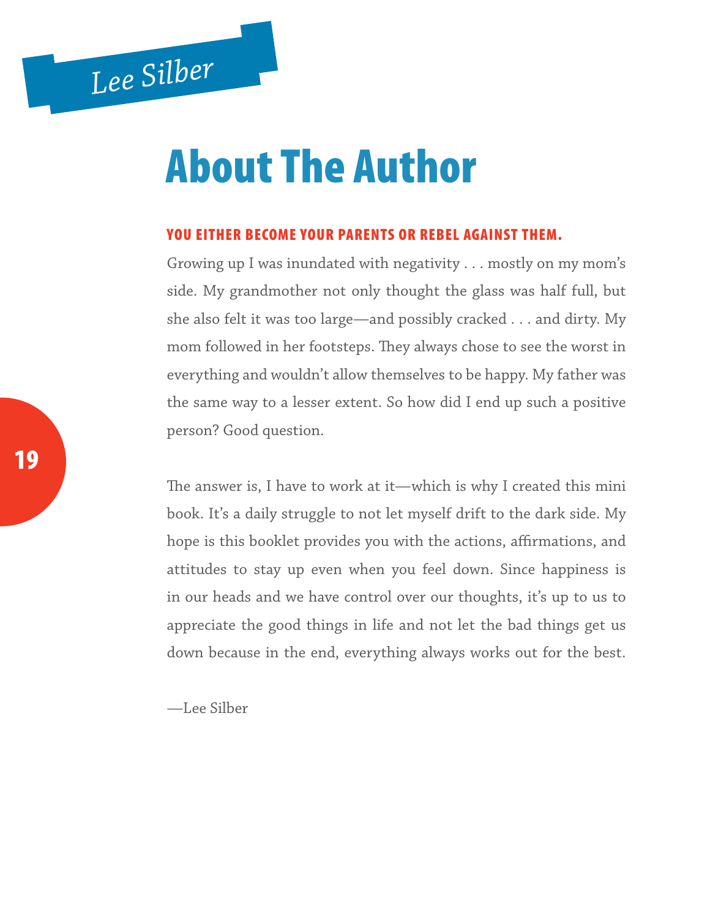*Lee Silber*

# About The Author

**YOU EITHER BECOME YOUR PARENTS OR REBEL AGAINST THEM.**

Growing up I was inundated with negativity . . . mostly on my mom's side. My grandmother not only thought the glass was half full, but she also felt it was too large—and possibly cracked . . . and dirty. My mom followed in her footsteps. They always chose to see the worst in everything and wouldn't allow themselves to be happy. My father was the same way to a lesser extent. So how did I end up such a positive person? Good question.

The answer is, I have to work at it—which is why I created this mini book. It's a daily struggle to not let myself drift to the dark side. My hope is this booklet provides you with the actions, affirmations, and attitudes to stay up even when you feel down. Since happiness is in our heads and we have control over our thoughts, it's up to us to appreciate the good things in life and not let the bad things get us down because in the end, everything always works out for the best.

—Lee Silber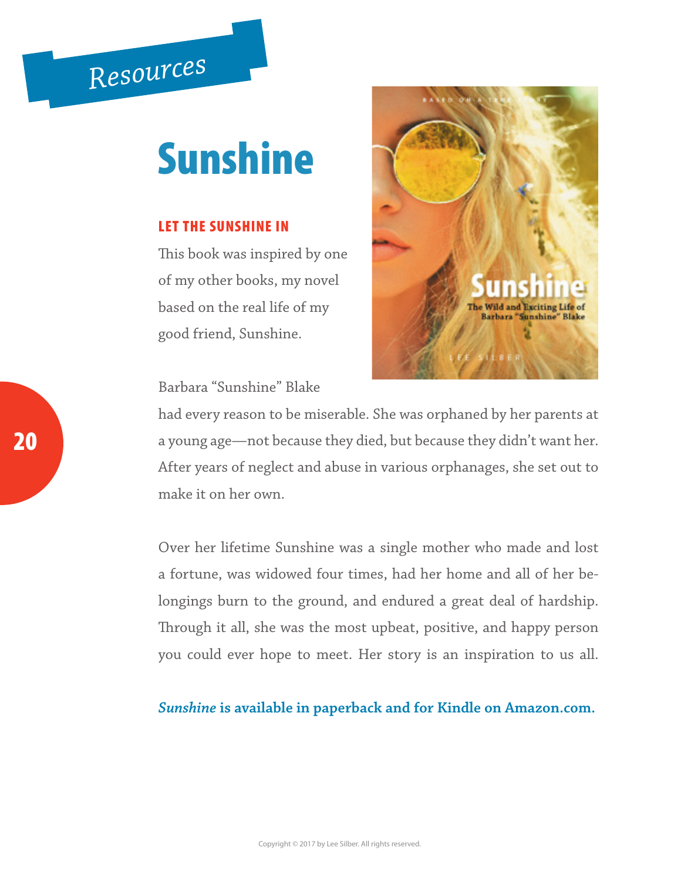*Resources*

# Sunshine

## LET THE SUNSHINE IN

This book was inspired by one of my other books, my novel based on the real life of my good friend, Sunshine.

Barbara "Sunshine" Blake had every reason to be miserable. She was orphaned by her parents at a young age—not because they died, but because they didn't want her. After years of neglect and abuse in various orphanages, she set out to make it on her own.

Over her lifetime Sunshine was a single mother who made and lost a fortune, was widowed four times, had her home and all of her belongings burn to the ground, and endured a great deal of hardship. Through it all, she was the most upbeat, positive, and happy person you could ever hope to meet. Her story is an inspiration to us all.

***Sunshine* is available in paperback and for Kindle on Amazon.com.**

Copyright © 2017 by Lee Silber. All rights reserved.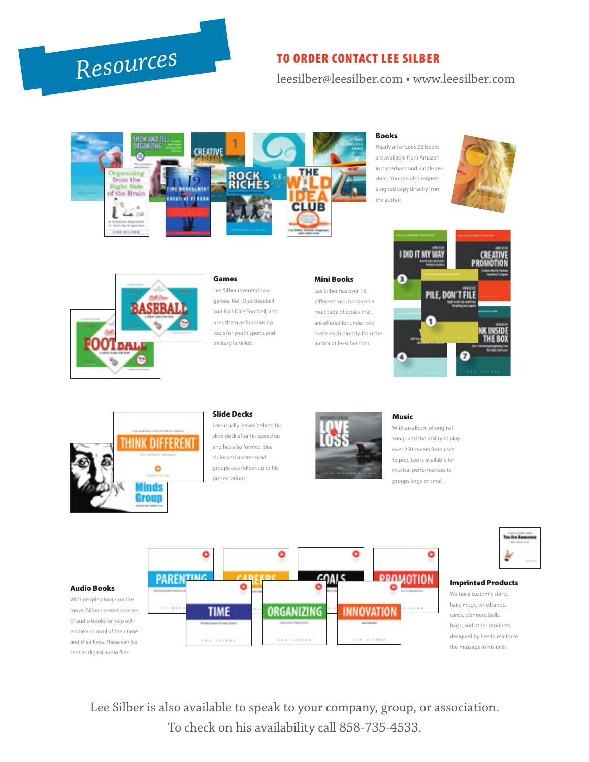# Resources

## TO ORDER CONTACT LEE SILBER

leesilber@leesilber.com • www.leesilber.com

### Books

Nearly all of Lee's 22 books are available from Amazon in paperback and Kindle versions. You can also request a signed copy directly from the author.

### Games

Lee Silber invented two games, Roll-Dice Baseball and Roll-Dice Football, and uses them as fundraising tools for youth sports and military families.

### Mini Books

Lee Silber has over 15 different mini books on a multitude of topics that are offered for under two bucks each directly from the author at leesilber.com.

### Slide Decks

Lee usually leaves behind his slide deck after his speeches and has also formed idea clubs and mastermind groups as a follow-up to his presentations.

### Music

With an album of original songs and the ability to play over 250 covers from rock to pop, Lee is available for musical performances to groups large or small.

### Audio Books

With people always on the move, Silber created a series of audio books to help others take control of their time and their lives. These can be sent as digital audio files.

### Imprinted Products

We have custom t-shirts, hats, mugs, wristbands, cards, planners, balls, bags, and other products designed by Lee to reinforce the message in his talks.

Lee Silber is also available to speak to your company, group, or association. To check on his availability call 858-735-4533.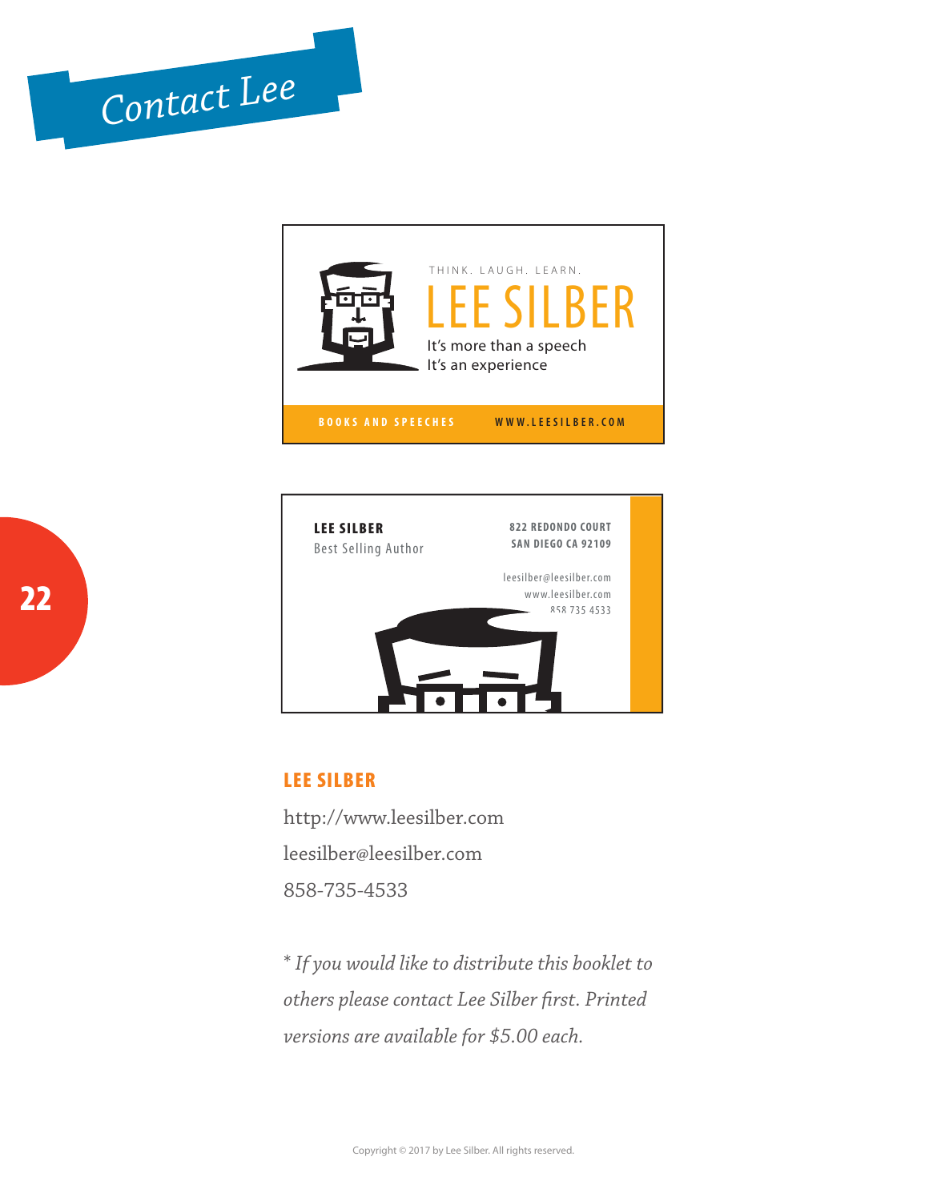# Contact Lee

THINK. LAUGH. LEARN.

LEE SILBER

It's more than a speech
It's an experience

BOOKS AND SPEECHES　　WWW.LEESILBER.COM

**LEE SILBER**
Best Selling Author

**822 REDONDO COURT**
**SAN DIEGO CA 92109**

leesilber@leesilber.com
www.leesilber.com
858 735 4533

## LEE SILBER

http://www.leesilber.com

leesilber@leesilber.com

858-735-4533

*\* If you would like to distribute this booklet to others please contact Lee Silber first. Printed versions are available for $5.00 each.*

Copyright © 2017 by Lee Silber. All rights reserved.